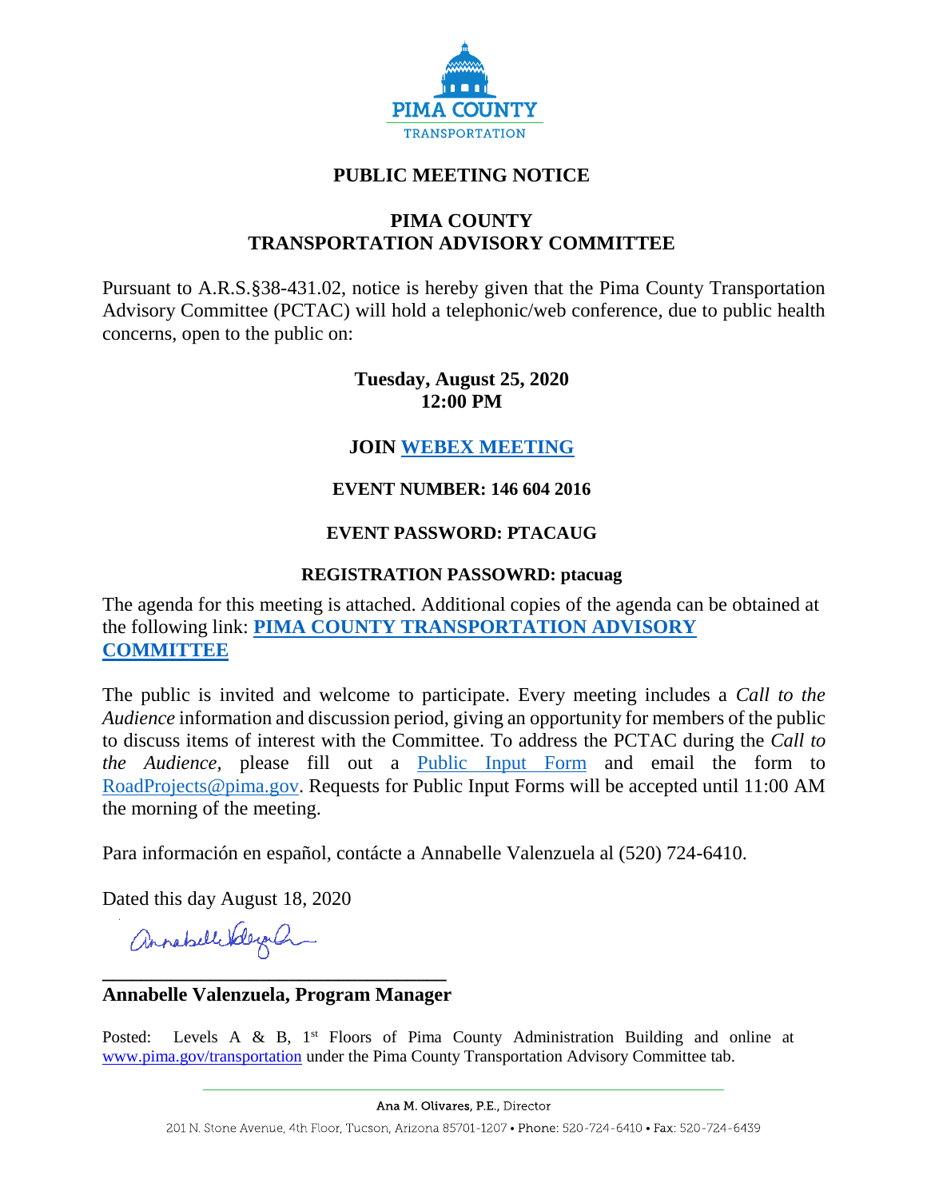PIMA COUNTY
TRANSPORTATION

# PUBLIC MEETING NOTICE

## PIMA COUNTY TRANSPORTATION ADVISORY COMMITTEE

Pursuant to A.R.S.§38-431.02, notice is hereby given that the Pima County Transportation Advisory Committee (PCTAC) will hold a telephonic/web conference, due to public health concerns, open to the public on:

**Tuesday, August 25, 2020**
**12:00 PM**

**JOIN WEBEX MEETING**

**EVENT NUMBER: 146 604 2016**

**EVENT PASSWORD: PTACAUG**

**REGISTRATION PASSOWRD: ptacuag**

The agenda for this meeting is attached. Additional copies of the agenda can be obtained at the following link: **PIMA COUNTY TRANSPORTATION ADVISORY COMMITTEE**

The public is invited and welcome to participate. Every meeting includes a *Call to the Audience* information and discussion period, giving an opportunity for members of the public to discuss items of interest with the Committee. To address the PCTAC during the *Call to the Audience*, please fill out a Public Input Form and email the form to RoadProjects@pima.gov. Requests for Public Input Forms will be accepted until 11:00 AM the morning of the meeting.

Para información en español, contácte a Annabelle Valenzuela al (520) 724-6410.

Dated this day August 18, 2020

**Annabelle Valenzuela, Program Manager**

Posted: Levels A & B, 1st Floors of Pima County Administration Building and online at www.pima.gov/transportation under the Pima County Transportation Advisory Committee tab.

Ana M. Olivares, P.E., Director

201 N. Stone Avenue, 4th Floor, Tucson, Arizona 85701-1207 • Phone: 520-724-6410 • Fax: 520-724-6439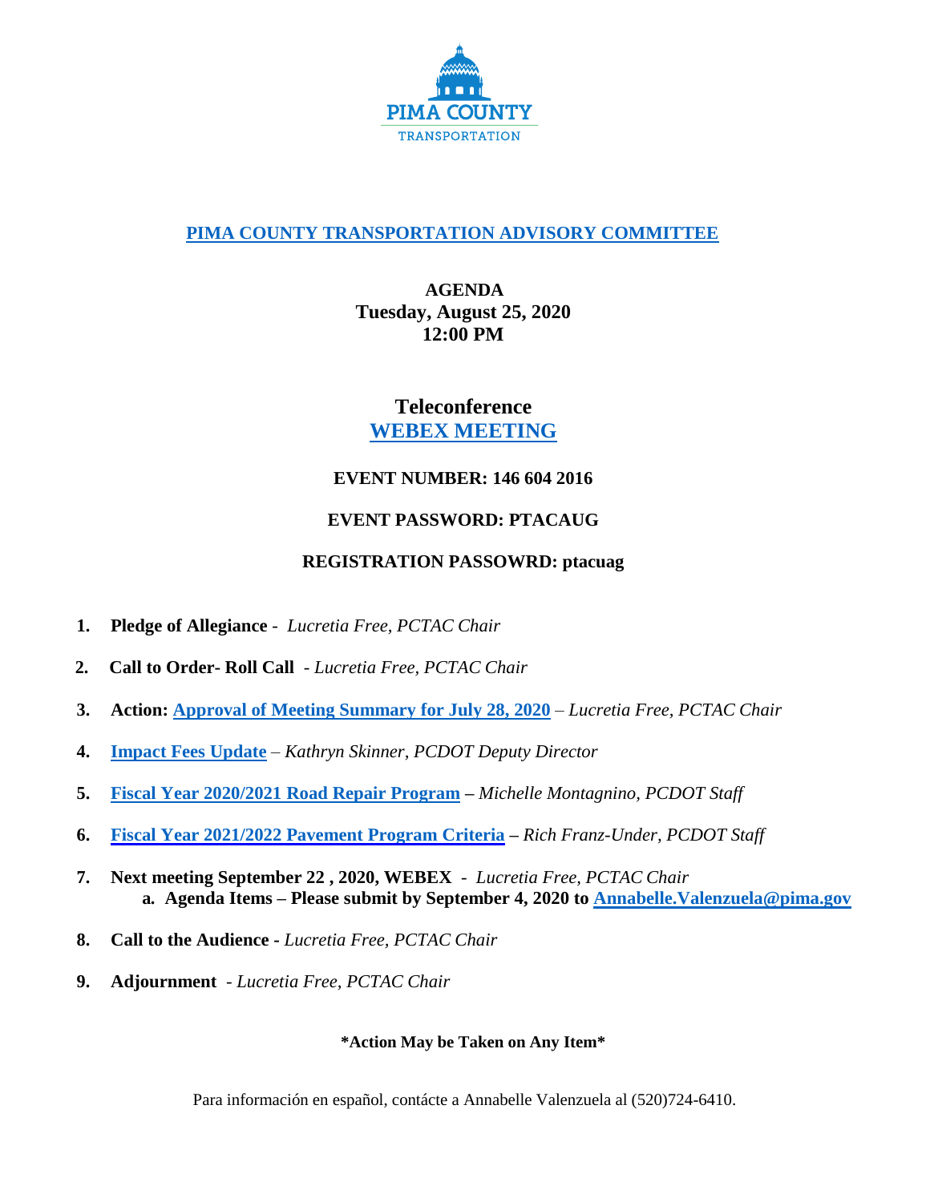PIMA COUNTY

TRANSPORTATION

## PIMA COUNTY TRANSPORTATION ADVISORY COMMITTEE

**AGENDA**
**Tuesday, August 25, 2020**
**12:00 PM**

## Teleconference
## WEBEX MEETING

**EVENT NUMBER: 146 604 2016**

**EVENT PASSWORD: PTACAUG**

**REGISTRATION PASSOWRD: ptacuag**

1. **Pledge of Allegiance** - *Lucretia Free, PCTAC Chair*
2. **Call to Order- Roll Call** - *Lucretia Free, PCTAC Chair*
3. **Action: Approval of Meeting Summary for July 28, 2020** – *Lucretia Free, PCTAC Chair*
4. **Impact Fees Update** – *Kathryn Skinner, PCDOT Deputy Director*
5. **Fiscal Year 2020/2021 Road Repair Program** – *Michelle Montagnino, PCDOT Staff*
6. **Fiscal Year 2021/2022 Pavement Program Criteria** – *Rich Franz-Under, PCDOT Staff*
7. **Next meeting September 22 , 2020, WEBEX** - *Lucretia Free, PCTAC Chair*
   a. **Agenda Items – Please submit by September 4, 2020 to Annabelle.Valenzuela@pima.gov**
8. **Call to the Audience** - *Lucretia Free, PCTAC Chair*
9. **Adjournment** - *Lucretia Free, PCTAC Chair*

**\*Action May be Taken on Any Item\***

Para información en español, contácte a Annabelle Valenzuela al (520)724-6410.